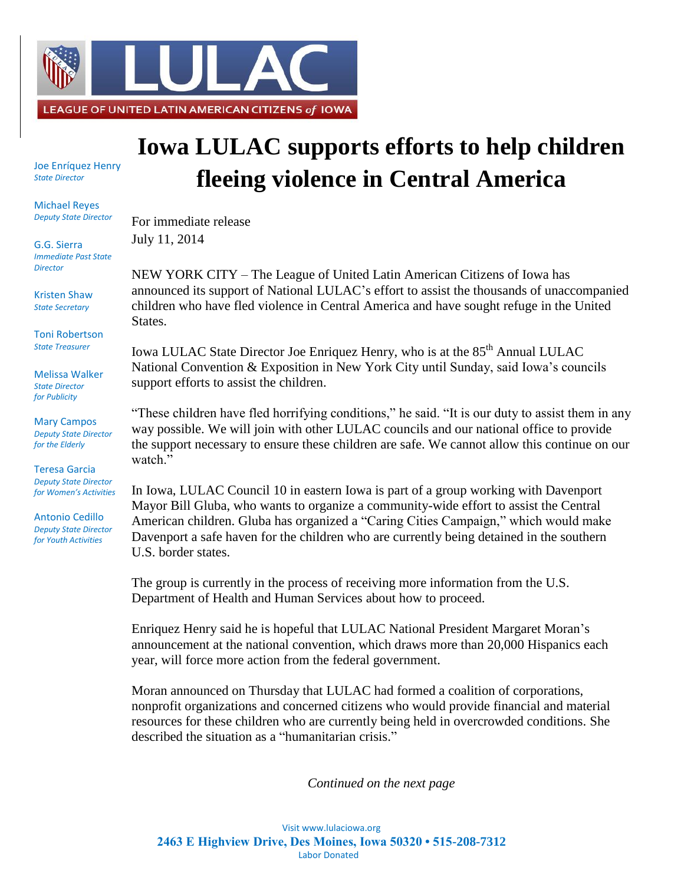LULAC

LEAGUE OF UNITED LATIN AMERICAN CITIZENS *of* IOWA

Joe Enríquez Henry
*State Director*

Michael Reyes
*Deputy State Director*

G.G. Sierra
*Immediate Past State Director*

Kristen Shaw
*State Secretary*

Toni Robertson
*State Treasurer*

Melissa Walker
*State Director for Publicity*

Mary Campos
*Deputy State Director for the Elderly*

Teresa Garcia
*Deputy State Director for Women's Activities*

Antonio Cedillo
*Deputy State Director for Youth Activities*

# Iowa LULAC supports efforts to help children fleeing violence in Central America

For immediate release
July 11, 2014

NEW YORK CITY – The League of United Latin American Citizens of Iowa has announced its support of National LULAC's effort to assist the thousands of unaccompanied children who have fled violence in Central America and have sought refuge in the United States.

Iowa LULAC State Director Joe Enriquez Henry, who is at the 85th Annual LULAC National Convention & Exposition in New York City until Sunday, said Iowa's councils support efforts to assist the children.

"These children have fled horrifying conditions," he said. "It is our duty to assist them in any way possible. We will join with other LULAC councils and our national office to provide the support necessary to ensure these children are safe. We cannot allow this continue on our watch."

In Iowa, LULAC Council 10 in eastern Iowa is part of a group working with Davenport Mayor Bill Gluba, who wants to organize a community-wide effort to assist the Central American children. Gluba has organized a "Caring Cities Campaign," which would make Davenport a safe haven for the children who are currently being detained in the southern U.S. border states.

The group is currently in the process of receiving more information from the U.S. Department of Health and Human Services about how to proceed.

Enriquez Henry said he is hopeful that LULAC National President Margaret Moran's announcement at the national convention, which draws more than 20,000 Hispanics each year, will force more action from the federal government.

Moran announced on Thursday that LULAC had formed a coalition of corporations, nonprofit organizations and concerned citizens who would provide financial and material resources for these children who are currently being held in overcrowded conditions. She described the situation as a "humanitarian crisis."

*Continued on the next page*

Visit www.lulaciowa.org
**2463 E Highview Drive, Des Moines, Iowa 50320 • 515-208-7312**
Labor Donated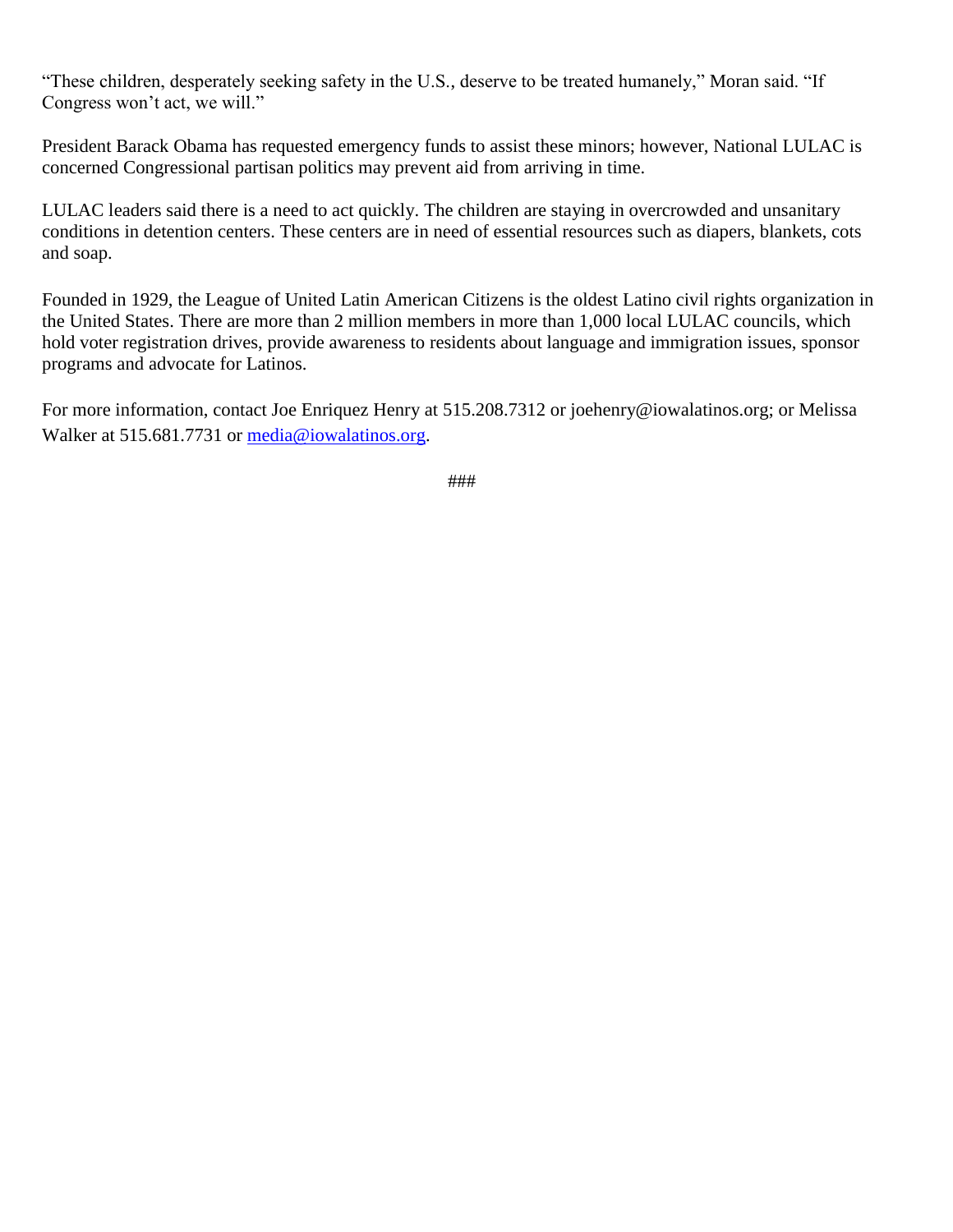"These children, desperately seeking safety in the U.S., deserve to be treated humanely," Moran said. "If Congress won't act, we will."

President Barack Obama has requested emergency funds to assist these minors; however, National LULAC is concerned Congressional partisan politics may prevent aid from arriving in time.

LULAC leaders said there is a need to act quickly. The children are staying in overcrowded and unsanitary conditions in detention centers. These centers are in need of essential resources such as diapers, blankets, cots and soap.

Founded in 1929, the League of United Latin American Citizens is the oldest Latino civil rights organization in the United States. There are more than 2 million members in more than 1,000 local LULAC councils, which hold voter registration drives, provide awareness to residents about language and immigration issues, sponsor programs and advocate for Latinos.

For more information, contact Joe Enriquez Henry at 515.208.7312 or joehenry@iowalatinos.org; or Melissa Walker at 515.681.7731 or media@iowalatinos.org.

###